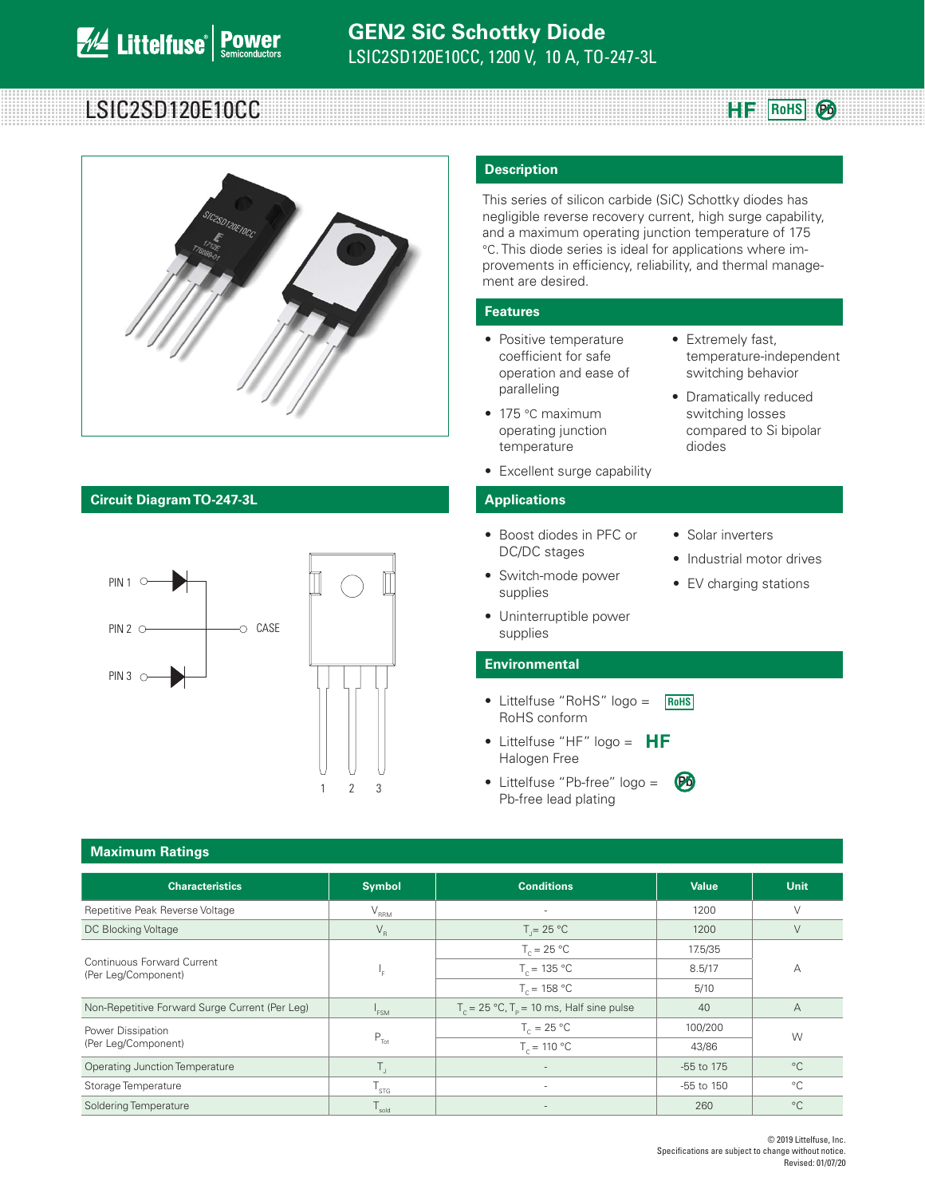# GEN2 SiC Schottky Diode

LSIC2SD120E10CC, 1200 V, 10 A, TO-247-3L

## LSIC2SD120E10CC

HF RoHS Pb

## Description

This series of silicon carbide (SiC) Schottky diodes has negligible reverse recovery current, high surge capability, and a maximum operating junction temperature of 175 °C. This diode series is ideal for applications where improvements in efficiency, reliability, and thermal management are desired.

## Features

- Positive temperature coefficient for safe operation and ease of paralleling
- 175 °C maximum operating junction temperature
- Excellent surge capability
- Extremely fast, temperature-independent switching behavior
- Dramatically reduced switching losses compared to Si bipolar diodes

## Circuit Diagram TO-247-3L

PIN 1, PIN 2, PIN 3, CASE

1 2 3

## Applications

- Boost diodes in PFC or DC/DC stages
- Switch-mode power supplies
- Uninterruptible power supplies
- Solar inverters
- Industrial motor drives
- EV charging stations

## Environmental

- Littelfuse "RoHS" logo = RoHS conform
- Littelfuse "HF" logo = HF Halogen Free
- Littelfuse "Pb-free" logo = Pb-free lead plating

## Maximum Ratings

| Characteristics | Symbol | Conditions | Value | Unit |
|---|---|---|---|---|
| Repetitive Peak Reverse Voltage | $V_{RRM}$ | - | 1200 | V |
| DC Blocking Voltage | $V_R$ | $T_J$= 25 °C | 1200 | V |
| Continuous Forward Current (Per Leg/Component) | $I_F$ | $T_C$ = 25 °C | 17.5/35 | A |
| | | $T_C$ = 135 °C | 8.5/17 | |
| | | $T_C$ = 158 °C | 5/10 | |
| Non-Repetitive Forward Surge Current (Per Leg) | $I_{FSM}$ | $T_C$ = 25 °C, $T_P$ = 10 ms, Half sine pulse | 40 | A |
| Power Dissipation (Per Leg/Component) | $P_{Tot}$ | $T_C$ = 25 °C | 100/200 | W |
| | | $T_C$ = 110 °C | 43/86 | |
| Operating Junction Temperature | $T_J$ | - | -55 to 175 | °C |
| Storage Temperature | $T_{STG}$ | - | -55 to 150 | °C |
| Soldering Temperature | $T_{sold}$ | - | 260 | °C |

© 2019 Littelfuse, Inc.
Specifications are subject to change without notice.
Revised: 01/07/20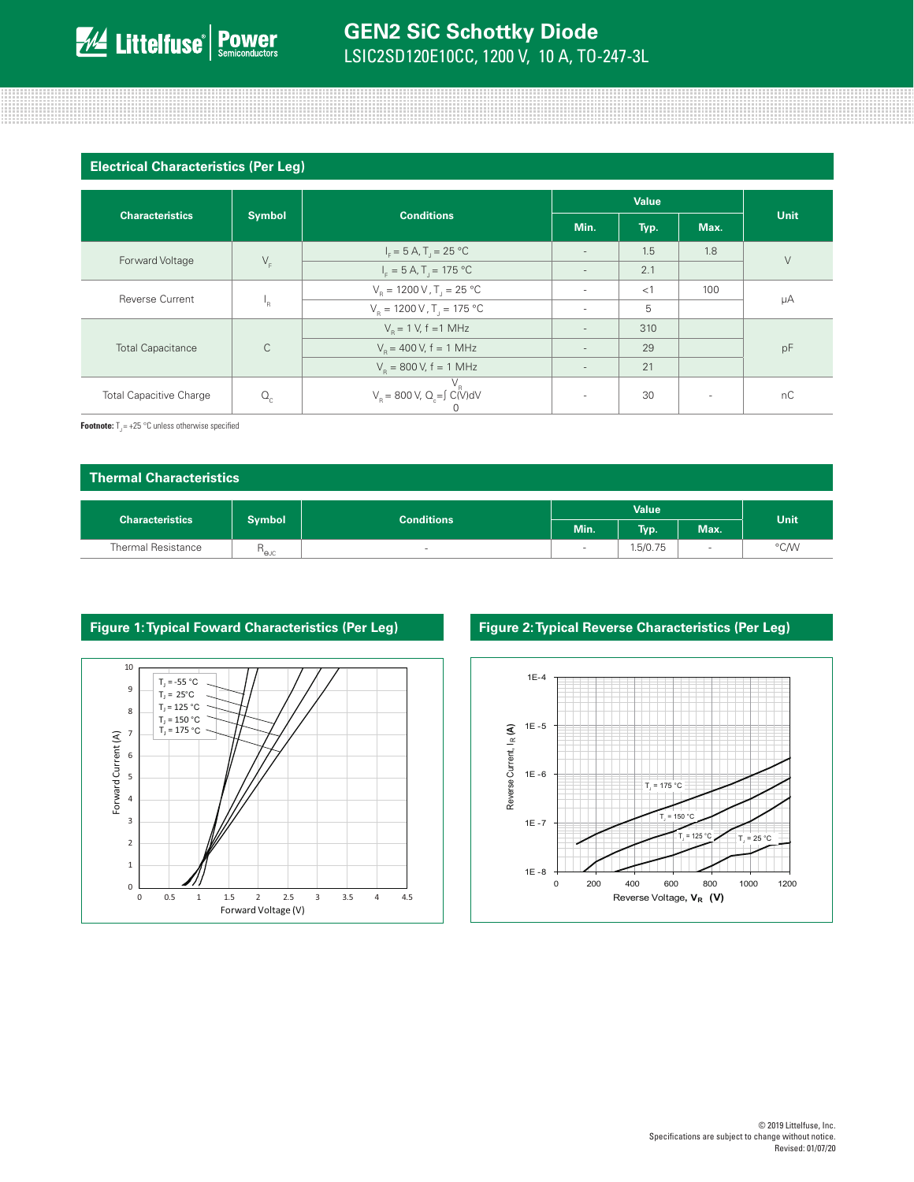## Electrical Characteristics (Per Leg)

| Characteristics | Symbol | Conditions | Value | | | Unit |
|---|---|---|---|---|---|---|
| | | | Min. | Typ. | Max. | |
| Forward Voltage | $V_F$ | $I_F$ = 5 A, $T_J$ = 25 °C | - | 1.5 | 1.8 | V |
| | | $I_F$ = 5 A, $T_J$ = 175 °C | - | 2.1 | | |
| Reverse Current | $I_R$ | $V_R$ = 1200 V, $T_J$ = 25 °C | - | <1 | 100 | μA |
| | | $V_R$ = 1200 V, $T_J$ = 175 °C | - | 5 | | |
| Total Capacitance | C | $V_R$ = 1 V, f =1 MHz | - | 310 | | pF |
| | | $V_R$ = 400 V, f = 1 MHz | - | 29 | | |
| | | $V_R$ = 800 V, f = 1 MHz | - | 21 | | |
| Total Capacitive Charge | $Q_C$ | $V_R$ = 800 V, $Q_c=\int_0^{V_R} C(V)dV$ | - | 30 | - | nC |

**Footnote:** $T_J$ = +25 °C unless otherwise specified

## Thermal Characteristics

| Characteristics | Symbol | Conditions | Value | | | Unit |
|---|---|---|---|---|---|---|
| | | | Min. | Typ. | Max. | |
| Thermal Resistance | $R_{\Theta JC}$ | - | - | 1.5/0.75 | - | °C/W |

## Figure 1: Typical Foward Characteristics (Per Leg)

## Figure 2: Typical Reverse Characteristics (Per Leg)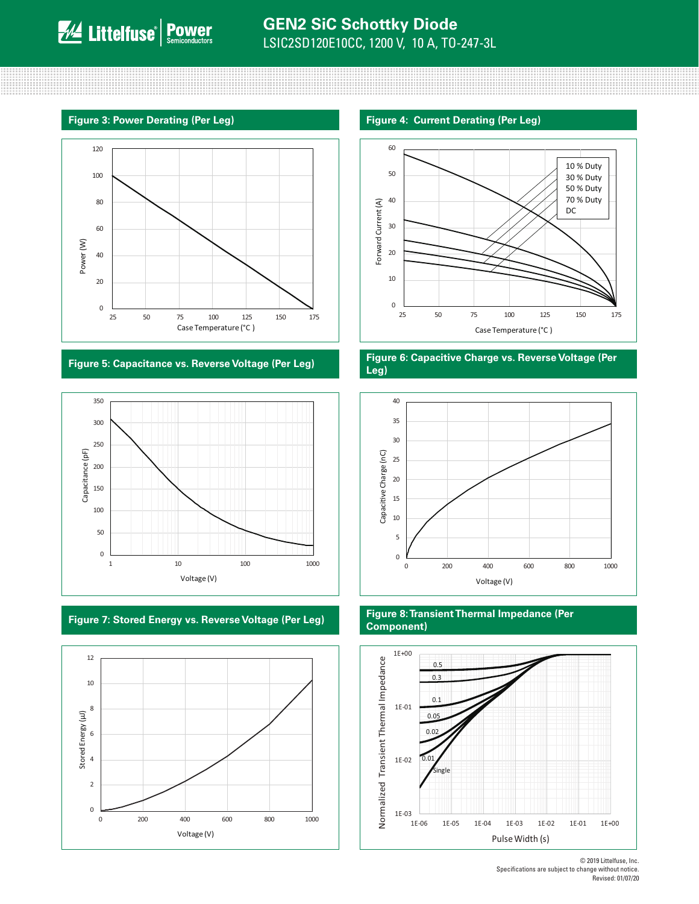## Figure 3: Power Derating (Per Leg)

Power (W) vs. Case Temperature (°C)

## Figure 4: Current Derating (Per Leg)

Forward Current (A) vs. Case Temperature (°C)

10 % Duty
30 % Duty
50 % Duty
70 % Duty
DC

## Figure 5: Capacitance vs. Reverse Voltage (Per Leg)

Capacitance (pF) vs. Voltage (V)

## Figure 6: Capacitive Charge vs. Reverse Voltage (Per Leg)

Capacitive Charge (nC) vs. Voltage (V)

## Figure 7: Stored Energy vs. Reverse Voltage (Per Leg)

Stored Energy (µJ) vs. Voltage (V)

## Figure 8: Transient Thermal Impedance (Per Component)

Normalized Transient Thermal Impedance vs. Pulse Width (s)

0.5
0.3
0.1
0.05
0.02
0.01
Single

© 2019 Littelfuse, Inc.
Specifications are subject to change without notice.
Revised: 01/07/20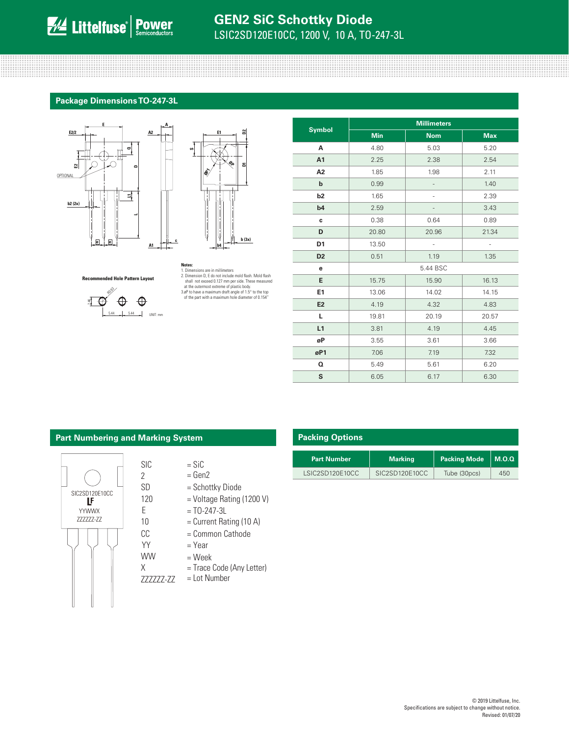## Package Dimensions TO-247-3L

**Recommended Hole Pattern Layout**

UNIT: mm

**Notes:**
1. Dimensions are in millimeters
2. Dimension D, E do not include mold flash. Mold flash shall not exceed 0.127 mm per side. These measured at the outermost extreme of plastic body.
3. øP to have a maximum draft angle of 1.5° to the top of the part with a maximum hole diameter of 0.154"

| Symbol | Millimeters | | |
|---|---|---|---|
| | Min | Nom | Max |
| A | 4.80 | 5.03 | 5.20 |
| A1 | 2.25 | 2.38 | 2.54 |
| A2 | 1.85 | 1.98 | 2.11 |
| b | 0.99 | - | 1.40 |
| b2 | 1.65 | - | 2.39 |
| b4 | 2.59 | - | 3.43 |
| c | 0.38 | 0.64 | 0.89 |
| D | 20.80 | 20.96 | 21.34 |
| D1 | 13.50 | - | - |
| D2 | 0.51 | 1.19 | 1.35 |
| e | 5.44 BSC | | |
| E | 15.75 | 15.90 | 16.13 |
| E1 | 13.06 | 14.02 | 14.15 |
| E2 | 4.19 | 4.32 | 4.83 |
| L | 19.81 | 20.19 | 20.57 |
| L1 | 3.81 | 4.19 | 4.45 |
| øP | 3.55 | 3.61 | 3.66 |
| øP1 | 7.06 | 7.19 | 7.32 |
| Q | 5.49 | 5.61 | 6.20 |
| S | 6.05 | 6.17 | 6.30 |

## Part Numbering and Marking System

SIC2SD120E10CC
LF
YYWWX
ZZZZZZ-ZZ

- SIC = SiC
- 2 = Gen2
- SD = Schottky Diode
- 120 = Voltage Rating (1200 V)
- E = TO-247-3L
- 10 = Current Rating (10 A)
- CC = Common Cathode
- YY = Year
- WW = Week
- X = Trace Code (Any Letter)
- ZZZZZZ-ZZ = Lot Number

## Packing Options

| Part Number | Marking | Packing Mode | M.O.Q |
|---|---|---|---|
| LSIC2SD120E10CC | SIC2SD120E10CC | Tube (30pcs) | 450 |

© 2019 Littelfuse, Inc.
Specifications are subject to change without notice.
Revised: 01/07/20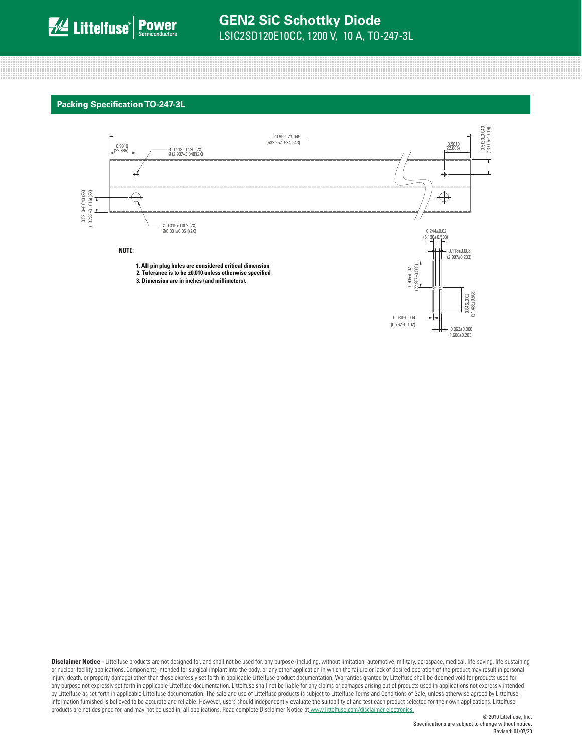## Packing Specification TO-247-3L

20.955–21.045
(532.257–534.543)

0.9010
(22.885)

Ø 0.118–0.120 (2X)
Ø (2.997–3.048)(2X)

0.9010
(22.885)

0.512±0.040
(13.005±1.016)

0.521±0.040 (2X)
(13.233±1.016) (2X)

Ø 0.315±0.002 (2X)
Ø(8.001±0.051)(2X)

0.244±0.02
(6.198±0.508)

0.118±0.008
(2.997±0.203)

0.905±0.02
(22.987±0.508)

0.846±0.02
(21.488±0.508)

0.030±0.004
(0.762±0.102)

0.063±0.008
(1.600±0.203)

**NOTE:**

1. **All pin plug holes are considered critical dimension**
2. **Tolerance is to be ±0.010 unless otherwise specified**
3. **Dimension are in inches (and millimeters).**

**Disclaimer Notice -** Littelfuse products are not designed for, and shall not be used for, any purpose (including, without limitation, automotive, military, aerospace, medical, life-saving, life-sustaining or nuclear facility applications, Components intended for surgical implant into the body, or any other application in which the failure or lack of desired operation of the product may result in personal injury, death, or property damage) other than those expressly set forth in applicable Littelfuse product documentation. Warranties granted by Littelfuse shall be deemed void for products used for any purpose not expressly set forth in applicable Littelfuse documentation. Littelfuse shall not be liable for any claims or damages arising out of products used in applications not expressly intended by Littelfuse as set forth in applicable Littelfuse documentation. The sale and use of Littelfuse products is subject to Littelfuse Terms and Conditions of Sale, unless otherwise agreed by Littelfuse. Information furnished is believed to be accurate and reliable. However, users should independently evaluate the suitability of and test each product selected for their own applications. Littelfuse products are not designed for, and may not be used in, all applications. Read complete Disclaimer Notice at www.littelfuse.com/disclaimer-electronics.